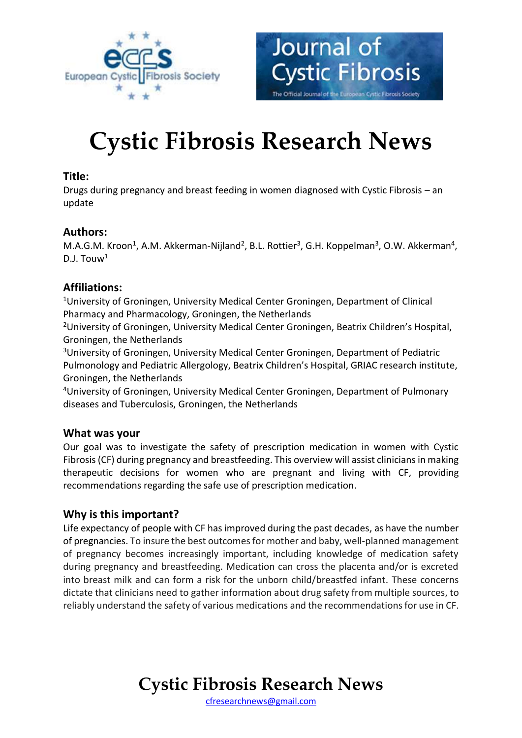# Cystic Fibrosis Research News

## Title:

Drugs during pregnancy and breast feeding in women diagnosed with Cystic Fibrosis – an update

## Authors:

M.A.G.M. Kroon[1], A.M. Akkerman-Nijland[2], B.L. Rottier[3], G.H. Koppelman[3], O.W. Akkerman[4], D.J. Touw[1]

## Affiliations:

[1]University of Groningen, University Medical Center Groningen, Department of Clinical Pharmacy and Pharmacology, Groningen, the Netherlands

[2]University of Groningen, University Medical Center Groningen, Beatrix Children's Hospital, Groningen, the Netherlands

[3]University of Groningen, University Medical Center Groningen, Department of Pediatric Pulmonology and Pediatric Allergology, Beatrix Children's Hospital, GRIAC research institute, Groningen, the Netherlands

[4]University of Groningen, University Medical Center Groningen, Department of Pulmonary diseases and Tuberculosis, Groningen, the Netherlands

## What was your

Our goal was to investigate the safety of prescription medication in women with Cystic Fibrosis (CF) during pregnancy and breastfeeding. This overview will assist clinicians in making therapeutic decisions for women who are pregnant and living with CF, providing recommendations regarding the safe use of prescription medication.

## Why is this important?

Life expectancy of people with CF has improved during the past decades, as have the number of pregnancies. To insure the best outcomes for mother and baby, well-planned management of pregnancy becomes increasingly important, including knowledge of medication safety during pregnancy and breastfeeding. Medication can cross the placenta and/or is excreted into breast milk and can form a risk for the unborn child/breastfed infant. These concerns dictate that clinicians need to gather information about drug safety from multiple sources, to reliably understand the safety of various medications and the recommendations for use in CF.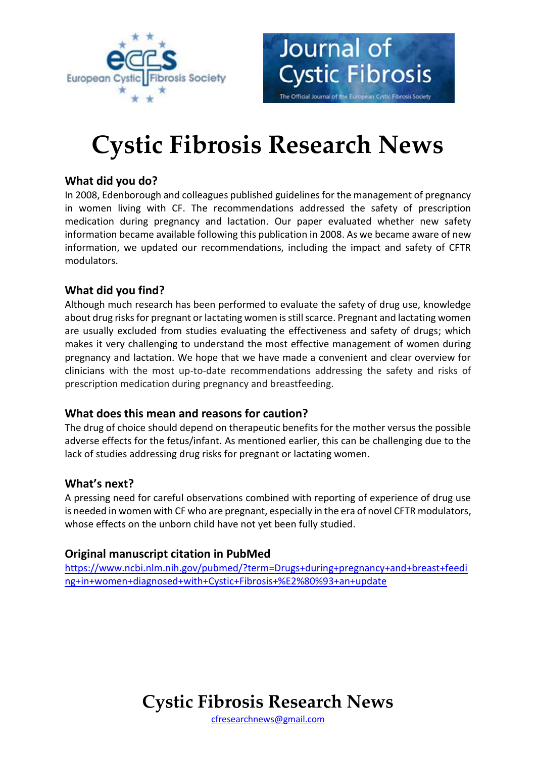# Cystic Fibrosis Research News

## What did you do?

In 2008, Edenborough and colleagues published guidelines for the management of pregnancy in women living with CF. The recommendations addressed the safety of prescription medication during pregnancy and lactation. Our paper evaluated whether new safety information became available following this publication in 2008. As we became aware of new information, we updated our recommendations, including the impact and safety of CFTR modulators.

## What did you find?

Although much research has been performed to evaluate the safety of drug use, knowledge about drug risks for pregnant or lactating women is still scarce. Pregnant and lactating women are usually excluded from studies evaluating the effectiveness and safety of drugs; which makes it very challenging to understand the most effective management of women during pregnancy and lactation. We hope that we have made a convenient and clear overview for clinicians with the most up-to-date recommendations addressing the safety and risks of prescription medication during pregnancy and breastfeeding.

## What does this mean and reasons for caution?

The drug of choice should depend on therapeutic benefits for the mother versus the possible adverse effects for the fetus/infant. As mentioned earlier, this can be challenging due to the lack of studies addressing drug risks for pregnant or lactating women.

## What's next?

A pressing need for careful observations combined with reporting of experience of drug use is needed in women with CF who are pregnant, especially in the era of novel CFTR modulators, whose effects on the unborn child have not yet been fully studied.

## Original manuscript citation in PubMed

https://www.ncbi.nlm.nih.gov/pubmed/?term=Drugs+during+pregnancy+and+breast+feeding+in+women+diagnosed+with+Cystic+Fibrosis+%E2%80%93+an+update

**Cystic Fibrosis Research News**

cfresearchnews@gmail.com